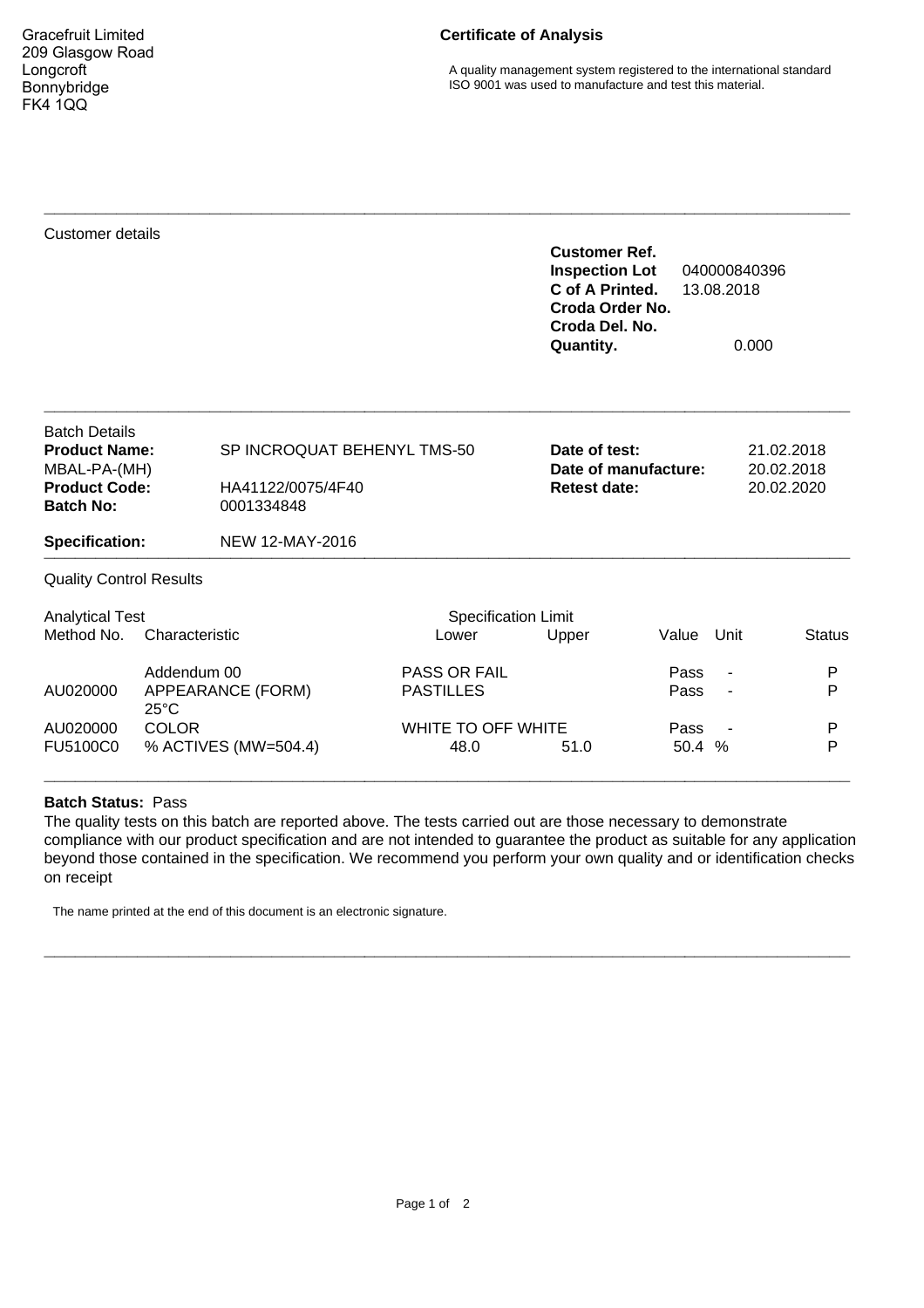Gracefruit Limited
209 Glasgow Road
Longcroft
Bonnybridge
FK4 1QQ

# Certificate of Analysis

A quality management system registered to the international standard ISO 9001 was used to manufacture and test this material.

---

Customer details

**Customer Ref.**
**Inspection Lot** 040000840396
**C of A Printed.** 13.08.2018
**Croda Order No.**
**Croda Del. No.**
**Quantity.** 0.000

---

Batch Details

| | | | |
|---|---|---|---|
| **Product Name:** | SP INCROQUAT BEHENYL TMS-50 | **Date of test:** | 21.02.2018 |
| MBAL-PA-(MH) | | **Date of manufacture:** | 20.02.2018 |
| **Product Code:** | HA41122/0075/4F40 | **Retest date:** | 20.02.2020 |
| **Batch No:** | 0001334848 | | |

**Specification:** NEW 12-MAY-2016

---

Quality Control Results

| Analytical Test Method No. | Characteristic | Specification Limit Lower | Upper | Value | Unit | Status |
|---|---|---|---|---|---|---|
| | Addendum 00 | PASS OR FAIL | | Pass | - | P |
| AU020000 | APPEARANCE (FORM) 25°C | PASTILLES | | Pass | - | P |
| AU020000 | COLOR | WHITE TO OFF WHITE | | Pass | - | P |
| FU5100C0 | % ACTIVES (MW=504.4) | 48.0 | 51.0 | 50.4 | % | P |

---

**Batch Status:** Pass

The quality tests on this batch are reported above. The tests carried out are those necessary to demonstrate compliance with our product specification and are not intended to guarantee the product as suitable for any application beyond those contained in the specification. We recommend you perform your own quality and or identification checks on receipt

The name printed at the end of this document is an electronic signature.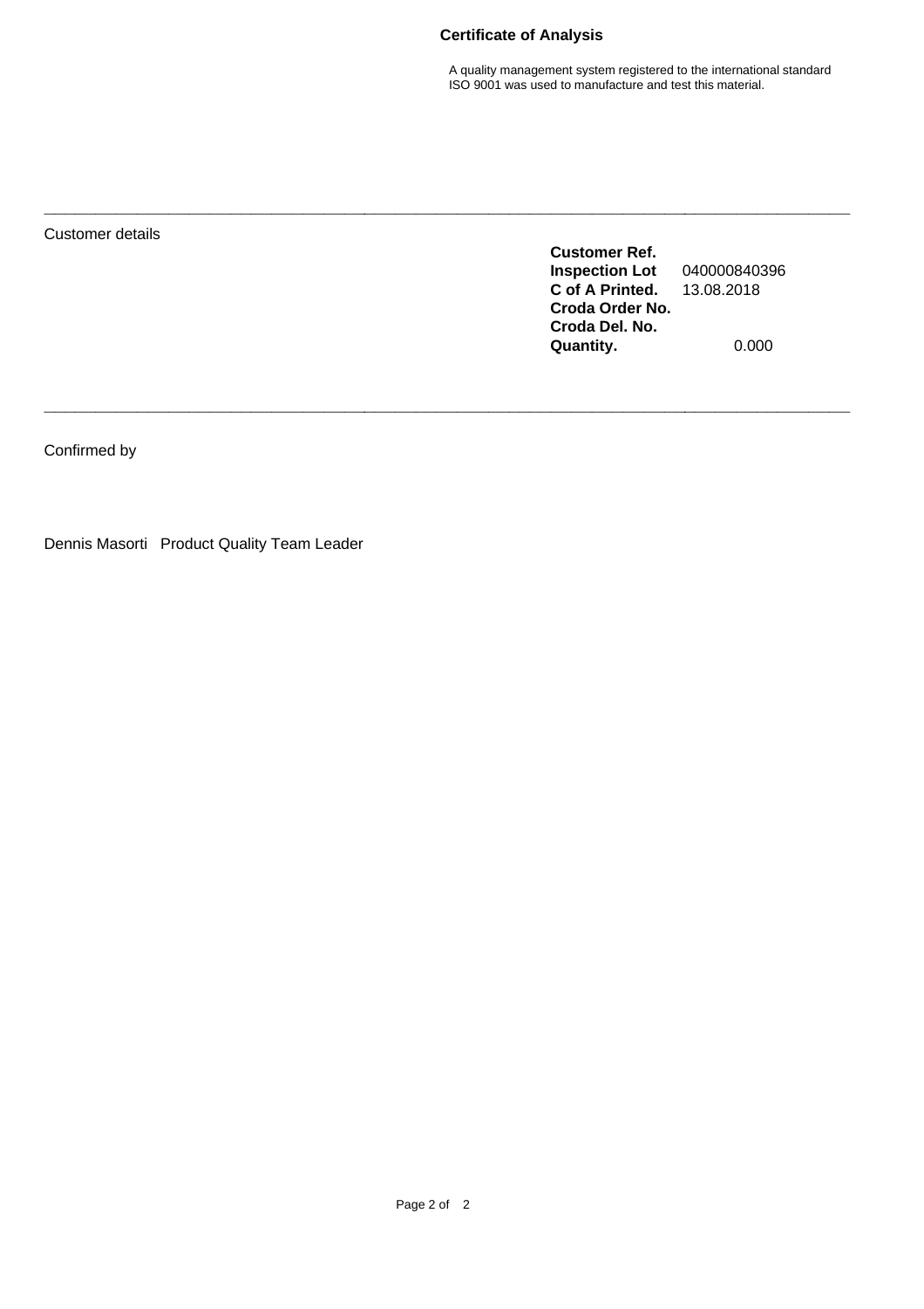# Certificate of Analysis

A quality management system registered to the international standard ISO 9001 was used to manufacture and test this material.

---

Customer details

| | |
|---|---|
| **Customer Ref.** | |
| **Inspection Lot** | 040000840396 |
| **C of A Printed.** | 13.08.2018 |
| **Croda Order No.** | |
| **Croda Del. No.** | |
| **Quantity.** | 0.000 |

---

Confirmed by

Dennis Masorti   Product Quality Team Leader